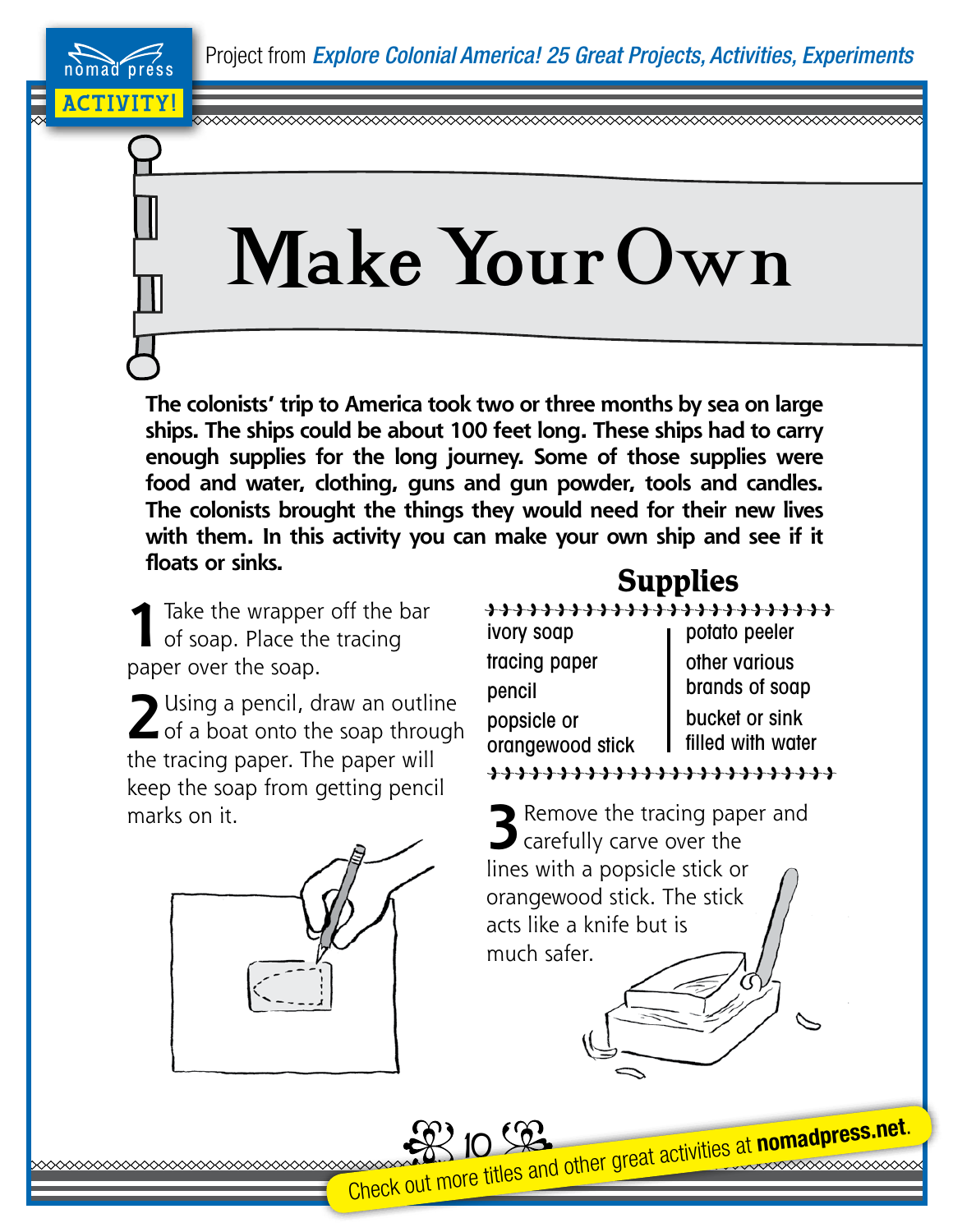Project from *Explore Colonial America! 25 Great Projects, Activities, Experiments*

ACTIVITY!

# Make Your Own

**The colonists' trip to America took two or three months by sea on large ships. The ships could be about 100 feet long. These ships had to carry enough supplies for the long journey. Some of those supplies were food and water, clothing, guns and gun powder, tools and candles. The colonists brought the things they would need for their new lives with them. In this activity you can make your own ship and see if it floats or sinks.**

## Supplies

- ivory soap
- tracing paper
- pencil
- popsicle or orangewood stick
- potato peeler
- other various brands of soap
- bucket or sink filled with water

**1** Take the wrapper off the bar of soap. Place the tracing paper over the soap.

**2** Using a pencil, draw an outline of a boat onto the soap through the tracing paper. The paper will keep the soap from getting pencil marks on it.

**3** Remove the tracing paper and carefully carve over the lines with a popsicle stick or orangewood stick. The stick acts like a knife but is much safer.

Check out more titles and other great activities at **nomadpress.net**.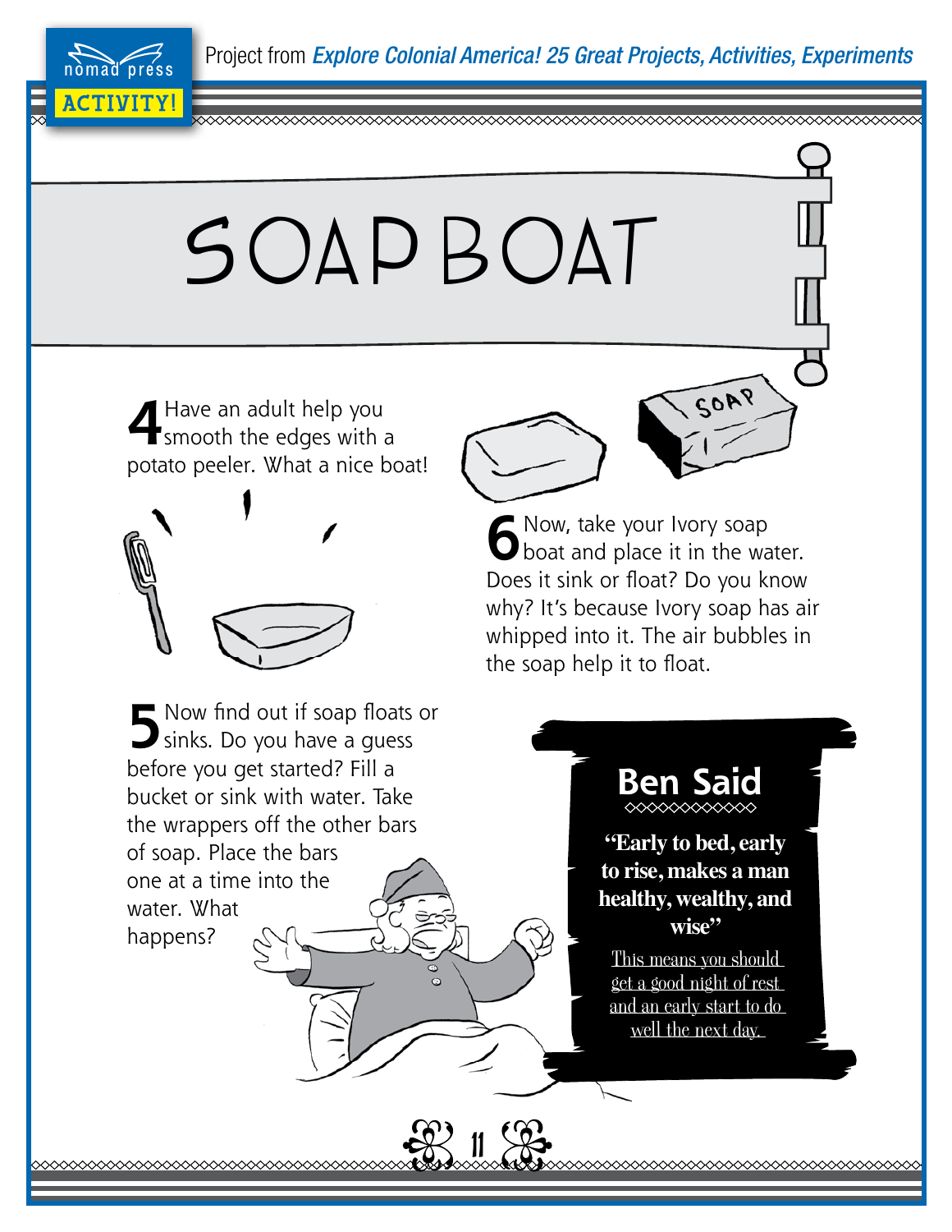# SOAP BOAT

**4** Have an adult help you smooth the edges with a potato peeler. What a nice boat!

**5** Now find out if soap floats or sinks. Do you have a guess before you get started? Fill a bucket or sink with water. Take the wrappers off the other bars of soap. Place the bars one at a time into the water. What happens?

**6** Now, take your Ivory soap boat and place it in the water. Does it sink or float? Do you know why? It's because Ivory soap has air whipped into it. The air bubbles in the soap help it to float.

## Ben Said

**"Early to bed, early to rise, makes a man healthy, wealthy, and wise"**

This means you should get a good night of rest and an early start to do well the next day.